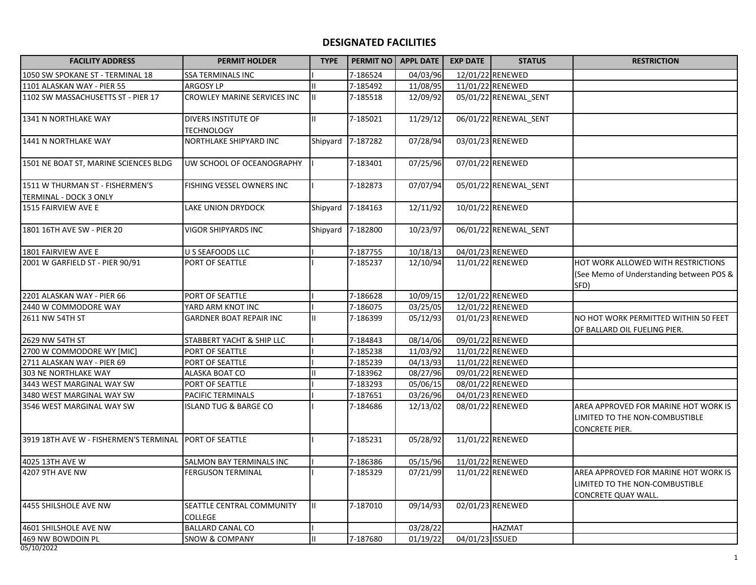# DESIGNATED FACILITIES

| FACILITY ADDRESS | PERMIT HOLDER | TYPE | PERMIT NO | APPL DATE | EXP DATE | STATUS | RESTRICTION |
|---|---|---|---|---|---|---|---|
| 1050 SW SPOKANE ST - TERMINAL 18 | SSA TERMINALS INC | I | 7-186524 | 04/03/96 | 12/01/22 | RENEWED | |
| 1101 ALASKAN WAY - PIER 55 | ARGOSY LP | II | 7-185492 | 11/08/95 | 11/01/22 | RENEWED | |
| 1102 SW MASSACHUSETTS ST - PIER 17 | CROWLEY MARINE SERVICES INC | II | 7-185518 | 12/09/92 | 05/01/22 | RENEWAL_SENT | |
| 1341 N NORTHLAKE WAY | DIVERS INSTITUTE OF TECHNOLOGY | II | 7-185021 | 11/29/12 | 06/01/22 | RENEWAL_SENT | |
| 1441 N NORTHLAKE WAY | NORTHLAKE SHIPYARD INC | Shipyard | 7-187282 | 07/28/94 | 03/01/23 | RENEWED | |
| 1501 NE BOAT ST, MARINE SCIENCES BLDG | UW SCHOOL OF OCEANOGRAPHY | I | 7-183401 | 07/25/96 | 07/01/22 | RENEWED | |
| 1511 W THURMAN ST - FISHERMEN'S TERMINAL - DOCK 3 ONLY | FISHING VESSEL OWNERS INC | I | 7-182873 | 07/07/94 | 05/01/22 | RENEWAL_SENT | |
| 1515 FAIRVIEW AVE E | LAKE UNION DRYDOCK | Shipyard | 7-184163 | 12/11/92 | 10/01/22 | RENEWED | |
| 1801 16TH AVE SW - PIER 20 | VIGOR SHIPYARDS INC | Shipyard | 7-182800 | 10/23/97 | 06/01/22 | RENEWAL_SENT | |
| 1801 FAIRVIEW AVE E | U S SEAFOODS LLC | I | 7-187755 | 10/18/13 | 04/01/23 | RENEWED | |
| 2001 W GARFIELD ST - PIER 90/91 | PORT OF SEATTLE | I | 7-185237 | 12/10/94 | 11/01/22 | RENEWED | HOT WORK ALLOWED WITH RESTRICTIONS (See Memo of Understanding between POS & SFD) |
| 2201 ALASKAN WAY - PIER 66 | PORT OF SEATTLE | I | 7-186628 | 10/09/15 | 12/01/22 | RENEWED | |
| 2440 W COMMODORE WAY | YARD ARM KNOT INC | I | 7-186075 | 03/25/05 | 12/01/22 | RENEWED | |
| 2611 NW 54TH ST | GARDNER BOAT REPAIR INC | II | 7-186399 | 05/12/93 | 01/01/23 | RENEWED | NO HOT WORK PERMITTED WITHIN 50 FEET OF BALLARD OIL FUELING PIER. |
| 2629 NW 54TH ST | STABBERT YACHT & SHIP LLC | I | 7-184843 | 08/14/06 | 09/01/22 | RENEWED | |
| 2700 W COMMODORE WY [MIC] | PORT OF SEATTLE | I | 7-185238 | 11/03/92 | 11/01/22 | RENEWED | |
| 2711 ALASKAN WAY - PIER 69 | PORT OF SEATTLE | I | 7-185239 | 04/13/93 | 11/01/22 | RENEWED | |
| 303 NE NORTHLAKE WAY | ALASKA BOAT CO | II | 7-183962 | 08/27/96 | 09/01/22 | RENEWED | |
| 3443 WEST MARGINAL WAY SW | PORT OF SEATTLE | I | 7-183293 | 05/06/15 | 08/01/22 | RENEWED | |
| 3480 WEST MARGINAL WAY SW | PACIFIC TERMINALS | I | 7-187651 | 03/26/96 | 04/01/23 | RENEWED | |
| 3546 WEST MARGINAL WAY SW | ISLAND TUG & BARGE CO | I | 7-184686 | 12/13/02 | 08/01/22 | RENEWED | AREA APPROVED FOR MARINE HOT WORK IS LIMITED TO THE NON-COMBUSTIBLE CONCRETE PIER. |
| 3919 18TH AVE W - FISHERMEN'S TERMINAL | PORT OF SEATTLE | I | 7-185231 | 05/28/92 | 11/01/22 | RENEWED | |
| 4025 13TH AVE W | SALMON BAY TERMINALS INC | I | 7-186386 | 05/15/96 | 11/01/22 | RENEWED | |
| 4207 9TH AVE NW | FERGUSON TERMINAL | I | 7-185329 | 07/21/99 | 11/01/22 | RENEWED | AREA APPROVED FOR MARINE HOT WORK IS LIMITED TO THE NON-COMBUSTIBLE CONCRETE QUAY WALL. |
| 4455 SHILSHOLE AVE NW | SEATTLE CENTRAL COMMUNITY COLLEGE | II | 7-187010 | 09/14/93 | 02/01/23 | RENEWED | |
| 4601 SHILSHOLE AVE NW | BALLARD CANAL CO | I | | 03/28/22 | | HAZMAT | |
| 469 NW BOWDOIN PL | SNOW & COMPANY | II | 7-187680 | 01/19/22 | 04/01/23 | ISSUED | |

05/10/2022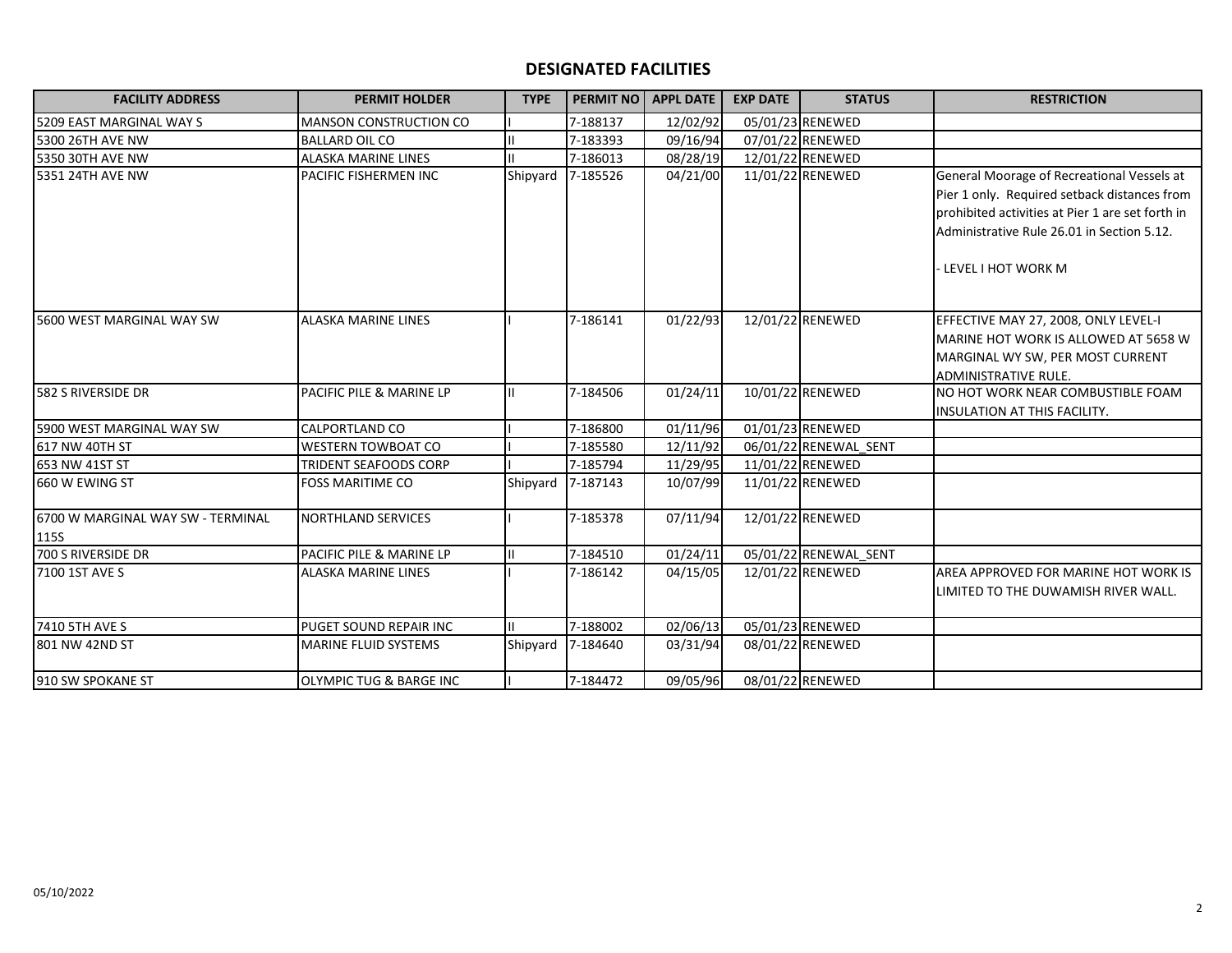## DESIGNATED FACILITIES

| FACILITY ADDRESS | PERMIT HOLDER | TYPE | PERMIT NO | APPL DATE | EXP DATE | STATUS | RESTRICTION |
|---|---|---|---|---|---|---|---|
| 5209 EAST MARGINAL WAY S | MANSON CONSTRUCTION CO | I | 7-188137 | 12/02/92 | 05/01/23 | RENEWED | |
| 5300 26TH AVE NW | BALLARD OIL CO | II | 7-183393 | 09/16/94 | 07/01/22 | RENEWED | |
| 5350 30TH AVE NW | ALASKA MARINE LINES | II | 7-186013 | 08/28/19 | 12/01/22 | RENEWED | |
| 5351 24TH AVE NW | PACIFIC FISHERMEN INC | Shipyard | 7-185526 | 04/21/00 | 11/01/22 | RENEWED | General Moorage of Recreational Vessels at Pier 1 only. Required setback distances from prohibited activities at Pier 1 are set forth in Administrative Rule 26.01 in Section 5.12.<br><br>- LEVEL I HOT WORK M |
| 5600 WEST MARGINAL WAY SW | ALASKA MARINE LINES | I | 7-186141 | 01/22/93 | 12/01/22 | RENEWED | EFFECTIVE MAY 27, 2008, ONLY LEVEL-I MARINE HOT WORK IS ALLOWED AT 5658 W MARGINAL WY SW, PER MOST CURRENT ADMINISTRATIVE RULE. |
| 582 S RIVERSIDE DR | PACIFIC PILE & MARINE LP | II | 7-184506 | 01/24/11 | 10/01/22 | RENEWED | NO HOT WORK NEAR COMBUSTIBLE FOAM INSULATION AT THIS FACILITY. |
| 5900 WEST MARGINAL WAY SW | CALPORTLAND CO | I | 7-186800 | 01/11/96 | 01/01/23 | RENEWED | |
| 617 NW 40TH ST | WESTERN TOWBOAT CO | I | 7-185580 | 12/11/92 | 06/01/22 | RENEWAL_SENT | |
| 653 NW 41ST ST | TRIDENT SEAFOODS CORP | I | 7-185794 | 11/29/95 | 11/01/22 | RENEWED | |
| 660 W EWING ST | FOSS MARITIME CO | Shipyard | 7-187143 | 10/07/99 | 11/01/22 | RENEWED | |
| 6700 W MARGINAL WAY SW - TERMINAL 115S | NORTHLAND SERVICES | I | 7-185378 | 07/11/94 | 12/01/22 | RENEWED | |
| 700 S RIVERSIDE DR | PACIFIC PILE & MARINE LP | II | 7-184510 | 01/24/11 | 05/01/22 | RENEWAL_SENT | |
| 7100 1ST AVE S | ALASKA MARINE LINES | I | 7-186142 | 04/15/05 | 12/01/22 | RENEWED | AREA APPROVED FOR MARINE HOT WORK IS LIMITED TO THE DUWAMISH RIVER WALL. |
| 7410 5TH AVE S | PUGET SOUND REPAIR INC | II | 7-188002 | 02/06/13 | 05/01/23 | RENEWED | |
| 801 NW 42ND ST | MARINE FLUID SYSTEMS | Shipyard | 7-184640 | 03/31/94 | 08/01/22 | RENEWED | |
| 910 SW SPOKANE ST | OLYMPIC TUG & BARGE INC | I | 7-184472 | 09/05/96 | 08/01/22 | RENEWED | |

05/10/2022